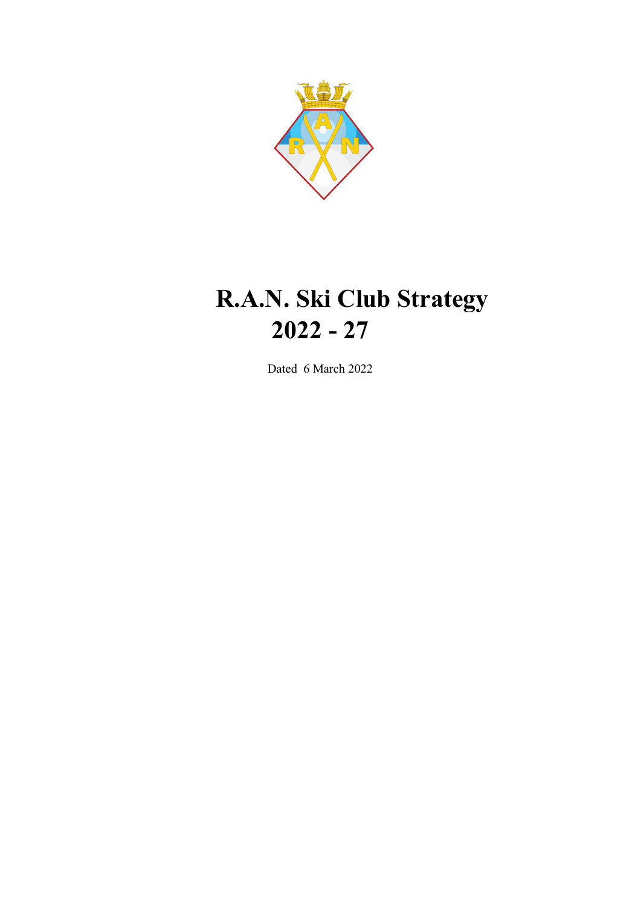# R.A.N. Ski Club Strategy 2022 - 27

Dated 6 March 2022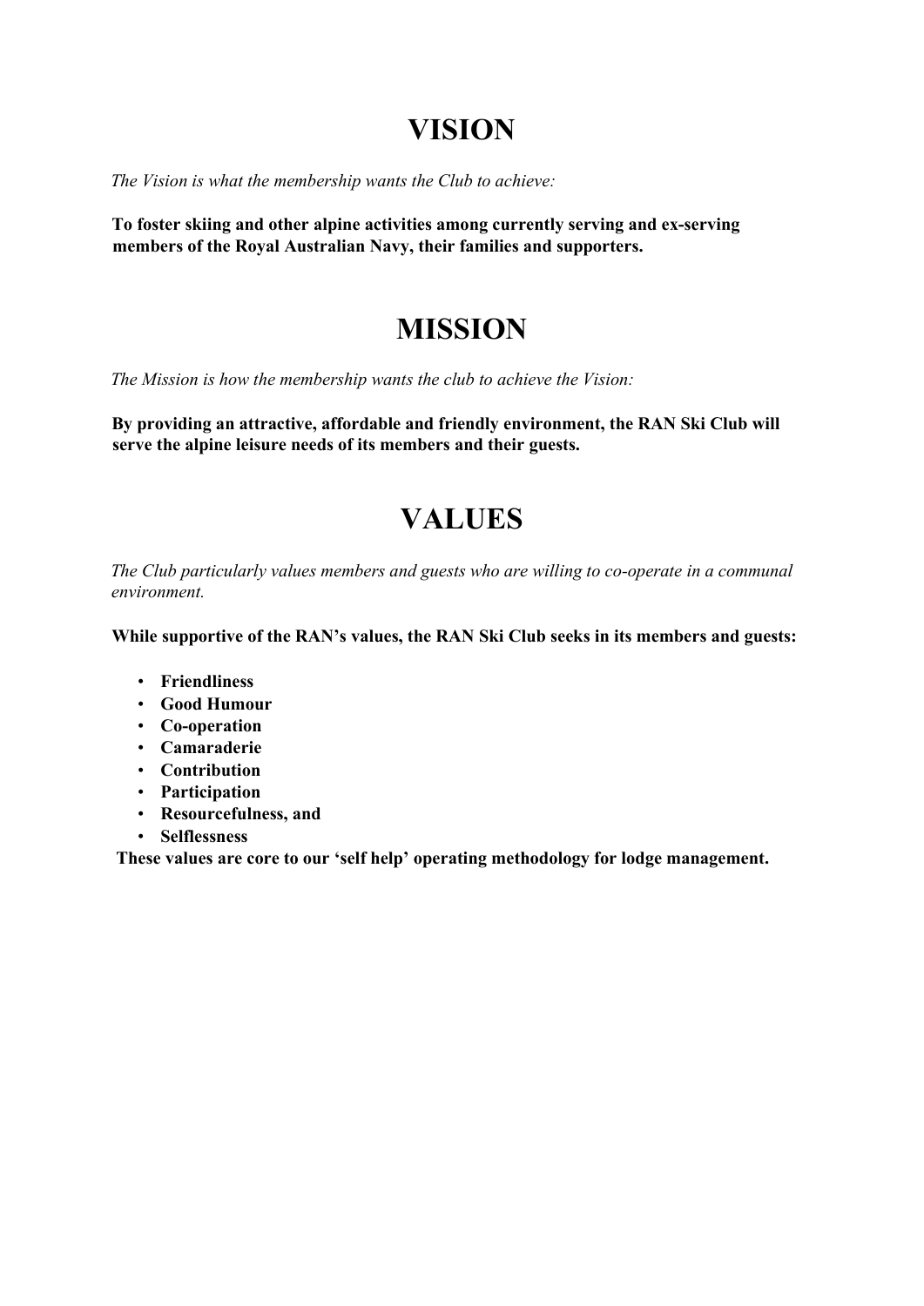# VISION

*The Vision is what the membership wants the Club to achieve:*

**To foster skiing and other alpine activities among currently serving and ex-serving members of the Royal Australian Navy, their families and supporters.**

# MISSION

*The Mission is how the membership wants the club to achieve the Vision:*

**By providing an attractive, affordable and friendly environment, the RAN Ski Club will serve the alpine leisure needs of its members and their guests.**

# VALUES

*The Club particularly values members and guests who are willing to co-operate in a communal environment.*

**While supportive of the RAN's values, the RAN Ski Club seeks in its members and guests:**

- **Friendliness**
- **Good Humour**
- **Co-operation**
- **Camaraderie**
- **Contribution**
- **Participation**
- **Resourcefulness, and**
- **Selflessness**

**These values are core to our 'self help' operating methodology for lodge management.**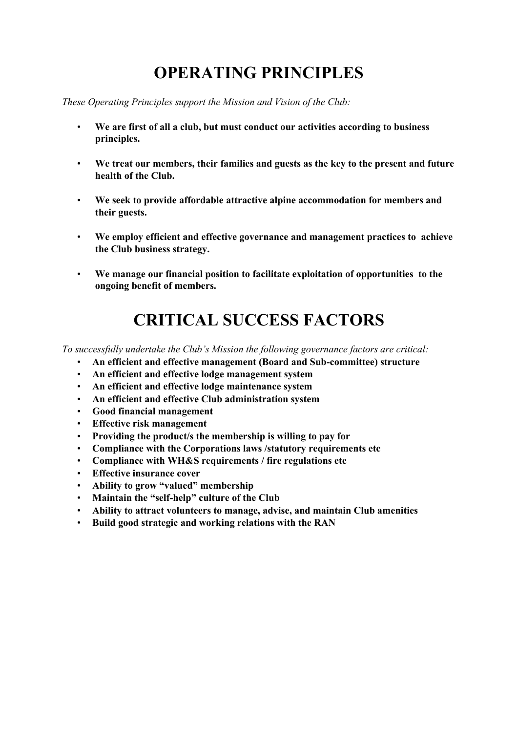# OPERATING PRINCIPLES

*These Operating Principles support the Mission and Vision of the Club:*

- **We are first of all a club, but must conduct our activities according to business principles.**
- **We treat our members, their families and guests as the key to the present and future health of the Club.**
- **We seek to provide affordable attractive alpine accommodation for members and their guests.**
- **We employ efficient and effective governance and management practices to achieve the Club business strategy.**
- **We manage our financial position to facilitate exploitation of opportunities to the ongoing benefit of members.**

# CRITICAL SUCCESS FACTORS

*To successfully undertake the Club's Mission the following governance factors are critical:*

- **An efficient and effective management (Board and Sub-committee) structure**
- **An efficient and effective lodge management system**
- **An efficient and effective lodge maintenance system**
- **An efficient and effective Club administration system**
- **Good financial management**
- **Effective risk management**
- **Providing the product/s the membership is willing to pay for**
- **Compliance with the Corporations laws /statutory requirements etc**
- **Compliance with WH&S requirements / fire regulations etc**
- **Effective insurance cover**
- **Ability to grow "valued" membership**
- **Maintain the "self-help" culture of the Club**
- **Ability to attract volunteers to manage, advise, and maintain Club amenities**
- **Build good strategic and working relations with the RAN**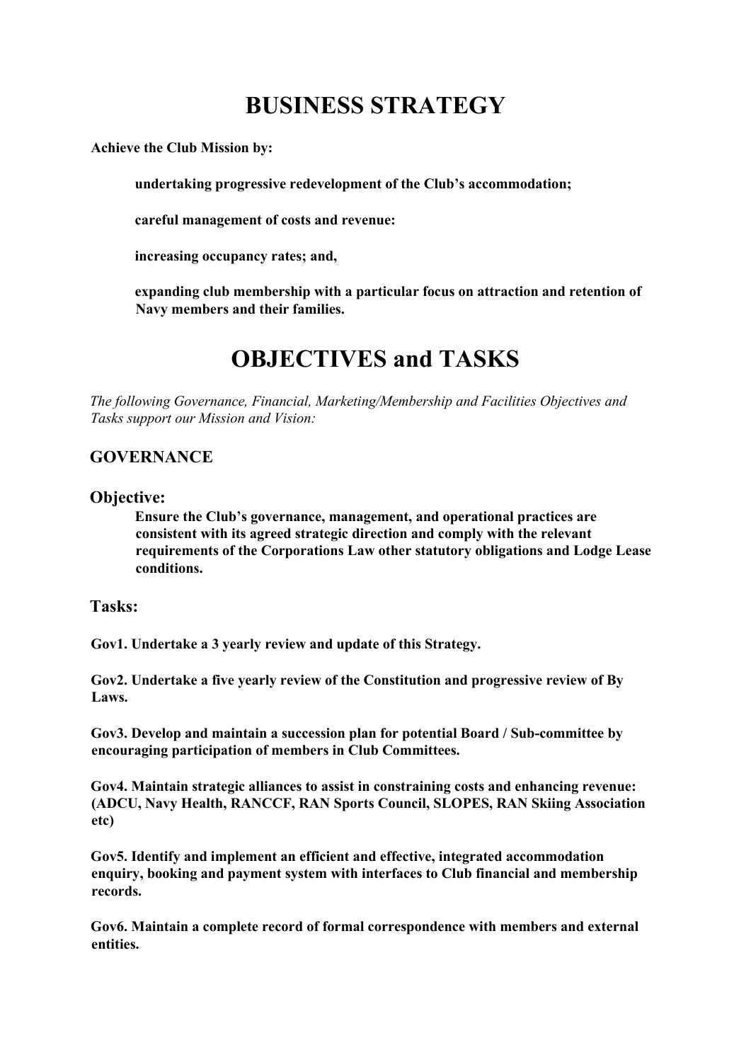# BUSINESS STRATEGY

**Achieve the Club Mission by:**

> **undertaking progressive redevelopment of the Club's accommodation;**
>
> **careful management of costs and revenue:**
>
> **increasing occupancy rates; and,**
>
> **expanding club membership with a particular focus on attraction and retention of Navy members and their families.**

# OBJECTIVES and TASKS

*The following Governance, Financial, Marketing/Membership and Facilities Objectives and Tasks support our Mission and Vision:*

## GOVERNANCE

### Objective:

> **Ensure the Club's governance, management, and operational practices are consistent with its agreed strategic direction and comply with the relevant requirements of the Corporations Law other statutory obligations and Lodge Lease conditions.**

### Tasks:

**Gov1. Undertake a 3 yearly review and update of this Strategy.**

**Gov2. Undertake a five yearly review of the Constitution and progressive review of By Laws.**

**Gov3. Develop and maintain a succession plan for potential Board / Sub-committee by encouraging participation of members in Club Committees.**

**Gov4. Maintain strategic alliances to assist in constraining costs and enhancing revenue: (ADCU, Navy Health, RANCCF, RAN Sports Council, SLOPES, RAN Skiing Association etc)**

**Gov5. Identify and implement an efficient and effective, integrated accommodation enquiry, booking and payment system with interfaces to Club financial and membership records.**

**Gov6. Maintain a complete record of formal correspondence with members and external entities.**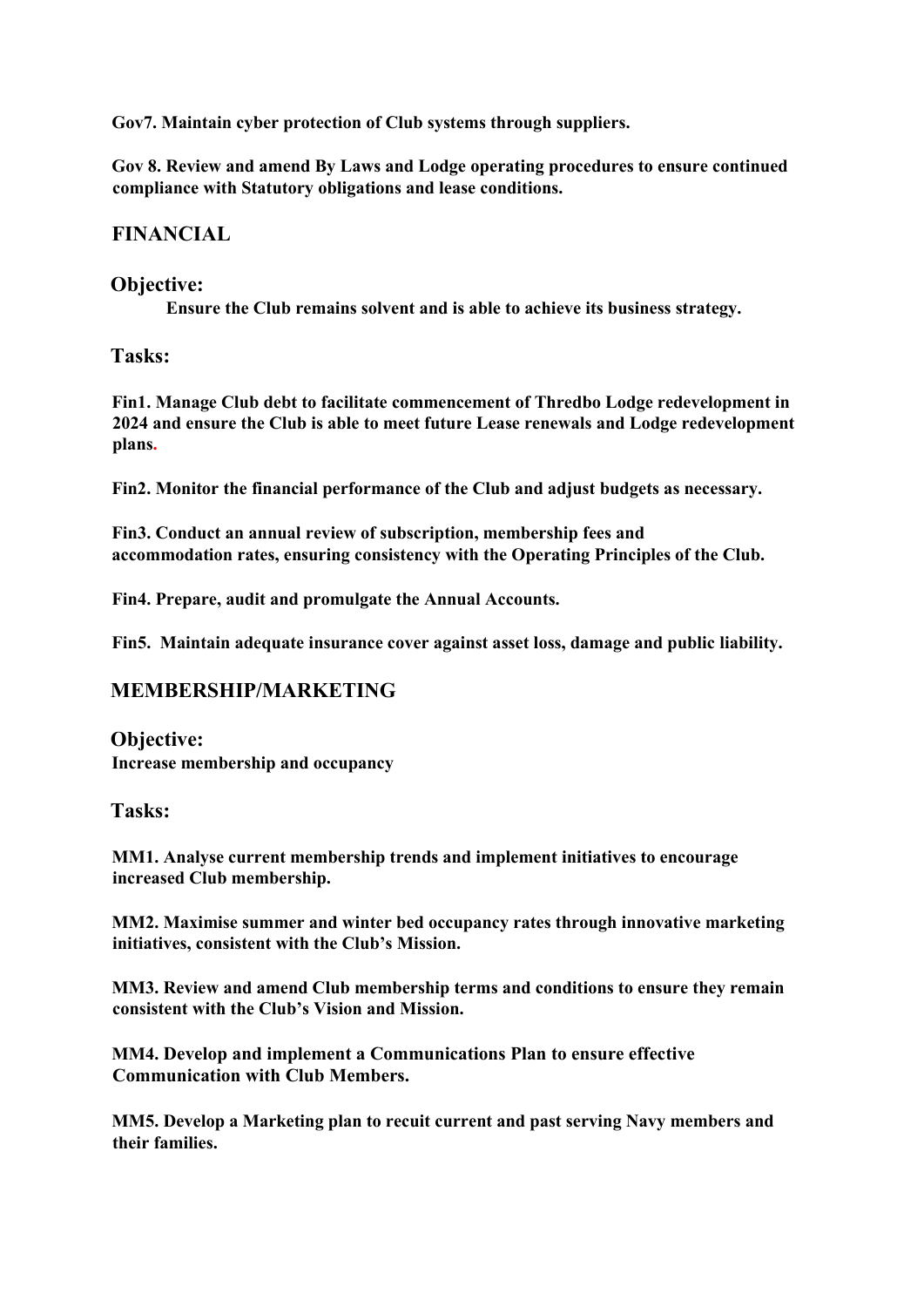**Gov7. Maintain cyber protection of Club systems through suppliers.**

**Gov 8. Review and amend By Laws and Lodge operating procedures to ensure continued compliance with Statutory obligations and lease conditions.**

## FINANCIAL

### Objective:

**Ensure the Club remains solvent and is able to achieve its business strategy.**

### Tasks:

**Fin1. Manage Club debt to facilitate commencement of Thredbo Lodge redevelopment in 2024 and ensure the Club is able to meet future Lease renewals and Lodge redevelopment plans.**

**Fin2. Monitor the financial performance of the Club and adjust budgets as necessary.**

**Fin3. Conduct an annual review of subscription, membership fees and accommodation rates, ensuring consistency with the Operating Principles of the Club.**

**Fin4. Prepare, audit and promulgate the Annual Accounts.**

**Fin5. Maintain adequate insurance cover against asset loss, damage and public liability.**

## MEMBERSHIP/MARKETING

### Objective:

**Increase membership and occupancy**

### Tasks:

**MM1. Analyse current membership trends and implement initiatives to encourage increased Club membership.**

**MM2. Maximise summer and winter bed occupancy rates through innovative marketing initiatives, consistent with the Club's Mission.**

**MM3. Review and amend Club membership terms and conditions to ensure they remain consistent with the Club's Vision and Mission.**

**MM4. Develop and implement a Communications Plan to ensure effective Communication with Club Members.**

**MM5. Develop a Marketing plan to recuit current and past serving Navy members and their families.**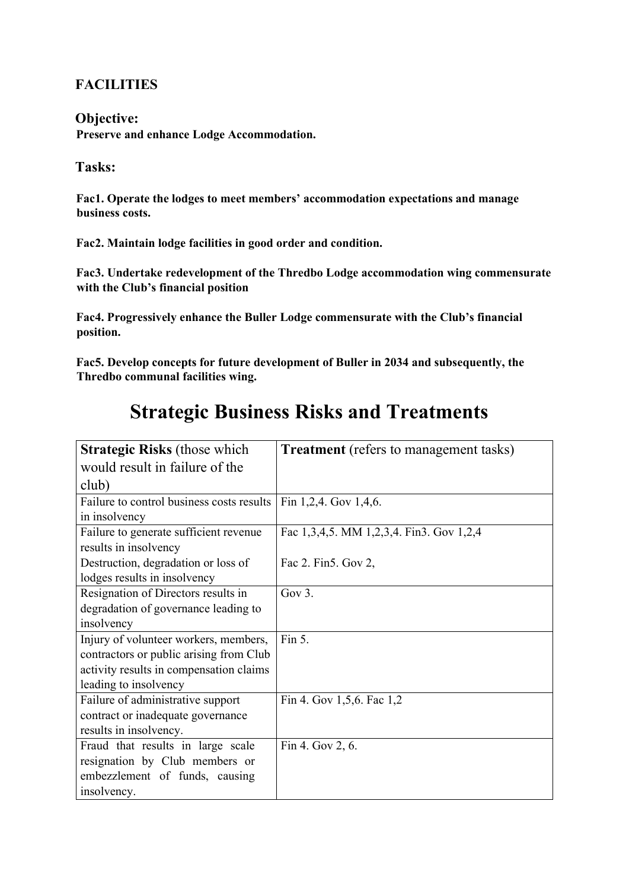### FACILITIES

### Objective:

**Preserve and enhance Lodge Accommodation.**

### Tasks:

**Fac1. Operate the lodges to meet members' accommodation expectations and manage business costs.**

**Fac2. Maintain lodge facilities in good order and condition.**

**Fac3. Undertake redevelopment of the Thredbo Lodge accommodation wing commensurate with the Club's financial position**

**Fac4. Progressively enhance the Buller Lodge commensurate with the Club's financial position.**

**Fac5. Develop concepts for future development of Buller in 2034 and subsequently, the Thredbo communal facilities wing.**

# Strategic Business Risks and Treatments

| **Strategic Risks** (those which would result in failure of the club) | **Treatment** (refers to management tasks) |
|---|---|
| Failure to control business costs results in insolvency | Fin 1,2,4. Gov 1,4,6. |
| Failure to generate sufficient revenue results in insolvency | Fac 1,3,4,5. MM 1,2,3,4. Fin3. Gov 1,2,4 |
| Destruction, degradation or loss of lodges results in insolvency | Fac 2. Fin5. Gov 2, |
| Resignation of Directors results in degradation of governance leading to insolvency | Gov 3. |
| Injury of volunteer workers, members, contractors or public arising from Club activity results in compensation claims leading to insolvency | Fin 5. |
| Failure of administrative support contract or inadequate governance results in insolvency. | Fin 4. Gov 1,5,6. Fac 1,2 |
| Fraud that results in large scale resignation by Club members or embezzlement of funds, causing insolvency. | Fin 4. Gov 2, 6. |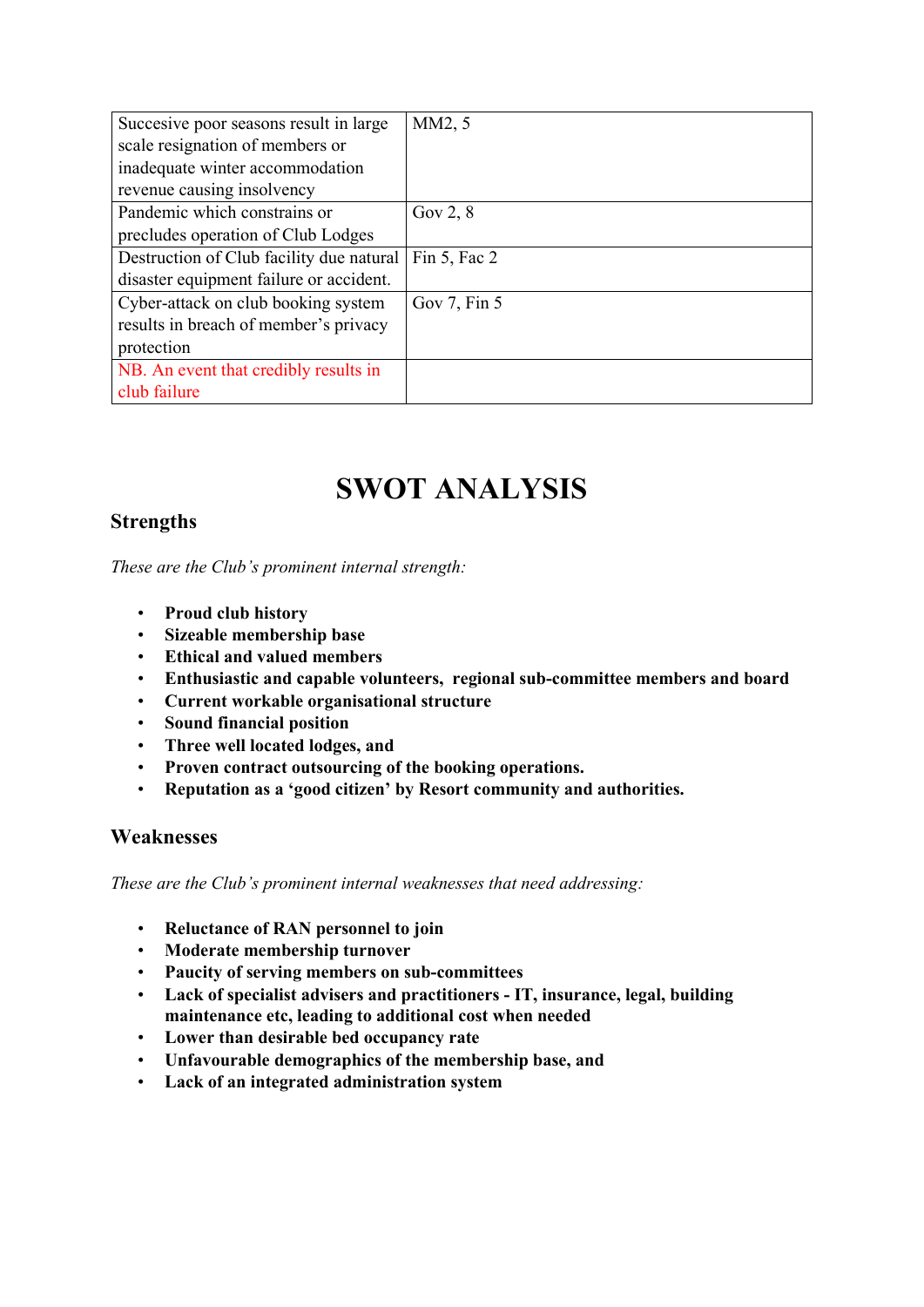| | |
|---|---|
| Succesive poor seasons result in large scale resignation of members or inadequate winter accommodation revenue causing insolvency | MM2, 5 |
| Pandemic which constrains or precludes operation of Club Lodges | Gov 2, 8 |
| Destruction of Club facility due natural disaster equipment failure or accident. | Fin 5, Fac 2 |
| Cyber-attack on club booking system results in breach of member's privacy protection | Gov 7, Fin 5 |
| NB. An event that credibly results in club failure | |

# SWOT ANALYSIS

## Strengths

*These are the Club's prominent internal strength:*

- **Proud club history**
- **Sizeable membership base**
- **Ethical and valued members**
- **Enthusiastic and capable volunteers, regional sub-committee members and board**
- **Current workable organisational structure**
- **Sound financial position**
- **Three well located lodges, and**
- **Proven contract outsourcing of the booking operations.**
- **Reputation as a 'good citizen' by Resort community and authorities.**

## Weaknesses

*These are the Club's prominent internal weaknesses that need addressing:*

- **Reluctance of RAN personnel to join**
- **Moderate membership turnover**
- **Paucity of serving members on sub-committees**
- **Lack of specialist advisers and practitioners - IT, insurance, legal, building maintenance etc, leading to additional cost when needed**
- **Lower than desirable bed occupancy rate**
- **Unfavourable demographics of the membership base, and**
- **Lack of an integrated administration system**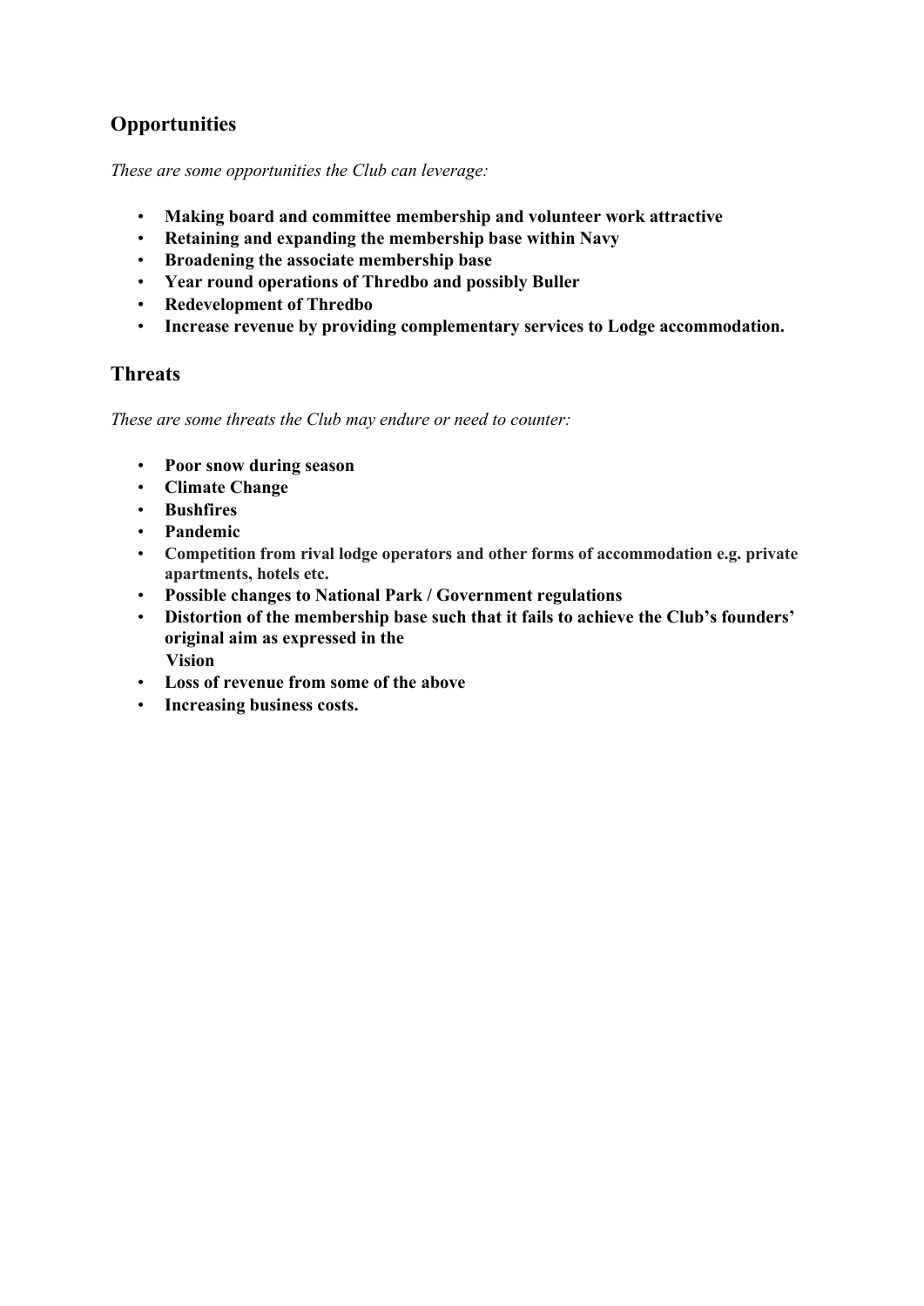## Opportunities

*These are some opportunities the Club can leverage:*

- **Making board and committee membership and volunteer work attractive**
- **Retaining and expanding the membership base within Navy**
- **Broadening the associate membership base**
- **Year round operations of Thredbo and possibly Buller**
- **Redevelopment of Thredbo**
- **Increase revenue by providing complementary services to Lodge accommodation.**

## Threats

*These are some threats the Club may endure or need to counter:*

- **Poor snow during season**
- **Climate Change**
- **Bushfires**
- **Pandemic**
- **Competition from rival lodge operators and other forms of accommodation e.g. private apartments, hotels etc.**
- **Possible changes to National Park / Government regulations**
- **Distortion of the membership base such that it fails to achieve the Club's founders' original aim as expressed in the Vision**
- **Loss of revenue from some of the above**
- **Increasing business costs.**